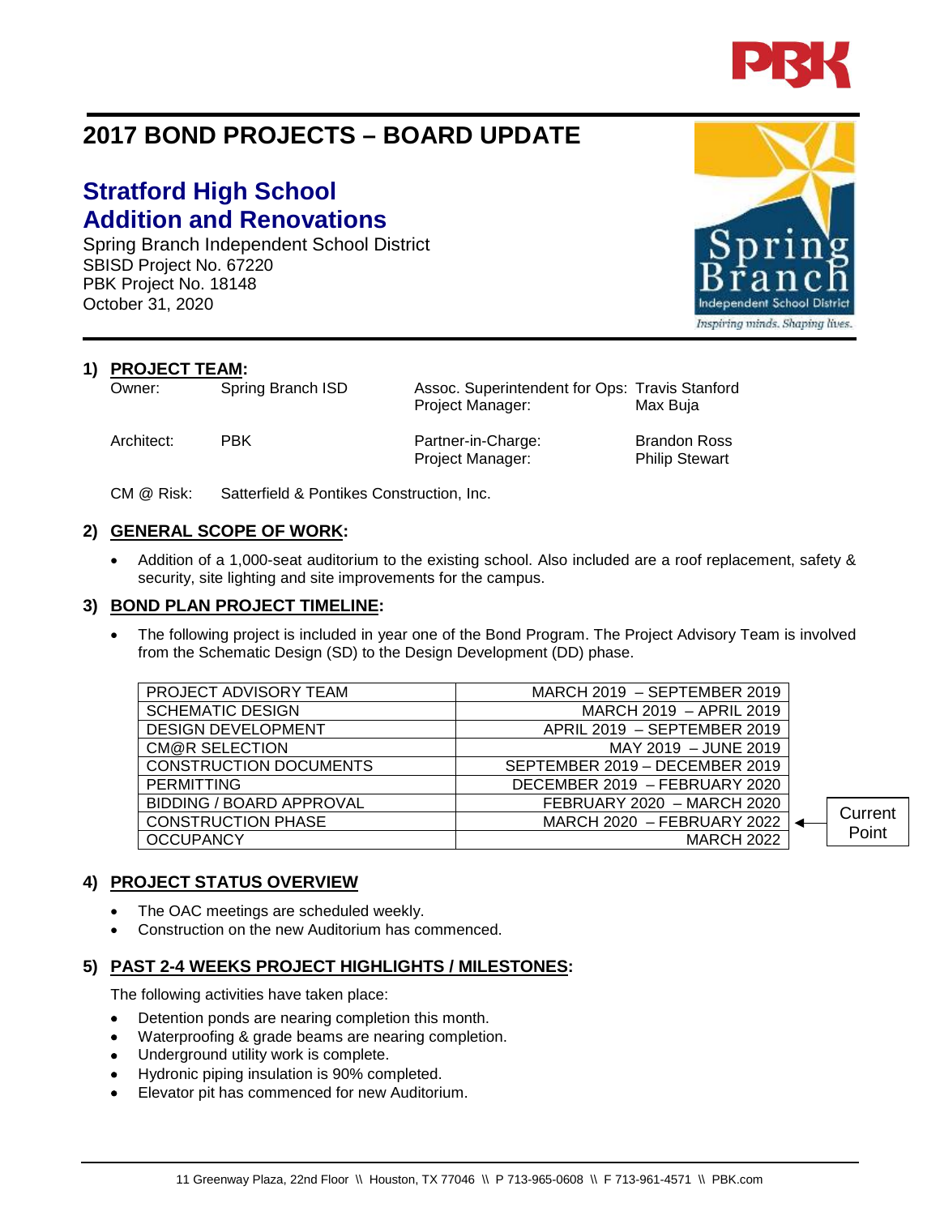# 2017 BOND PROJECTS – BOARD UPDATE

## Stratford High School
## Addition and Renovations

Spring Branch Independent School District
SBISD Project No. 67220
PBK Project No. 18148
October 31, 2020

### 1) PROJECT TEAM:

| | | | |
|---|---|---|---|
| Owner: | Spring Branch ISD | Assoc. Superintendent for Ops: | Travis Stanford |
| | | Project Manager: | Max Buja |
| Architect: | PBK | Partner-in-Charge: | Brandon Ross |
| | | Project Manager: | Philip Stewart |
| CM @ Risk: | Satterfield & Pontikes Construction, Inc. | | |

### 2) GENERAL SCOPE OF WORK:

- Addition of a 1,000-seat auditorium to the existing school. Also included are a roof replacement, safety & security, site lighting and site improvements for the campus.

### 3) BOND PLAN PROJECT TIMELINE:

- The following project is included in year one of the Bond Program. The Project Advisory Team is involved from the Schematic Design (SD) to the Design Development (DD) phase.

| | | |
|---|---|---|
| PROJECT ADVISORY TEAM | MARCH 2019 – SEPTEMBER 2019 | |
| SCHEMATIC DESIGN | MARCH 2019 – APRIL 2019 | |
| DESIGN DEVELOPMENT | APRIL 2019 – SEPTEMBER 2019 | |
| CM@R SELECTION | MAY 2019 – JUNE 2019 | |
| CONSTRUCTION DOCUMENTS | SEPTEMBER 2019 – DECEMBER 2019 | |
| PERMITTING | DECEMBER 2019 – FEBRUARY 2020 | |
| BIDDING / BOARD APPROVAL | FEBRUARY 2020 – MARCH 2020 | |
| CONSTRUCTION PHASE | MARCH 2020 – FEBRUARY 2022 | ← Current Point |
| OCCUPANCY | MARCH 2022 | |

### 4) PROJECT STATUS OVERVIEW

- The OAC meetings are scheduled weekly.
- Construction on the new Auditorium has commenced.

### 5) PAST 2-4 WEEKS PROJECT HIGHLIGHTS / MILESTONES:

The following activities have taken place:

- Detention ponds are nearing completion this month.
- Waterproofing & grade beams are nearing completion.
- Underground utility work is complete.
- Hydronic piping insulation is 90% completed.
- Elevator pit has commenced for new Auditorium.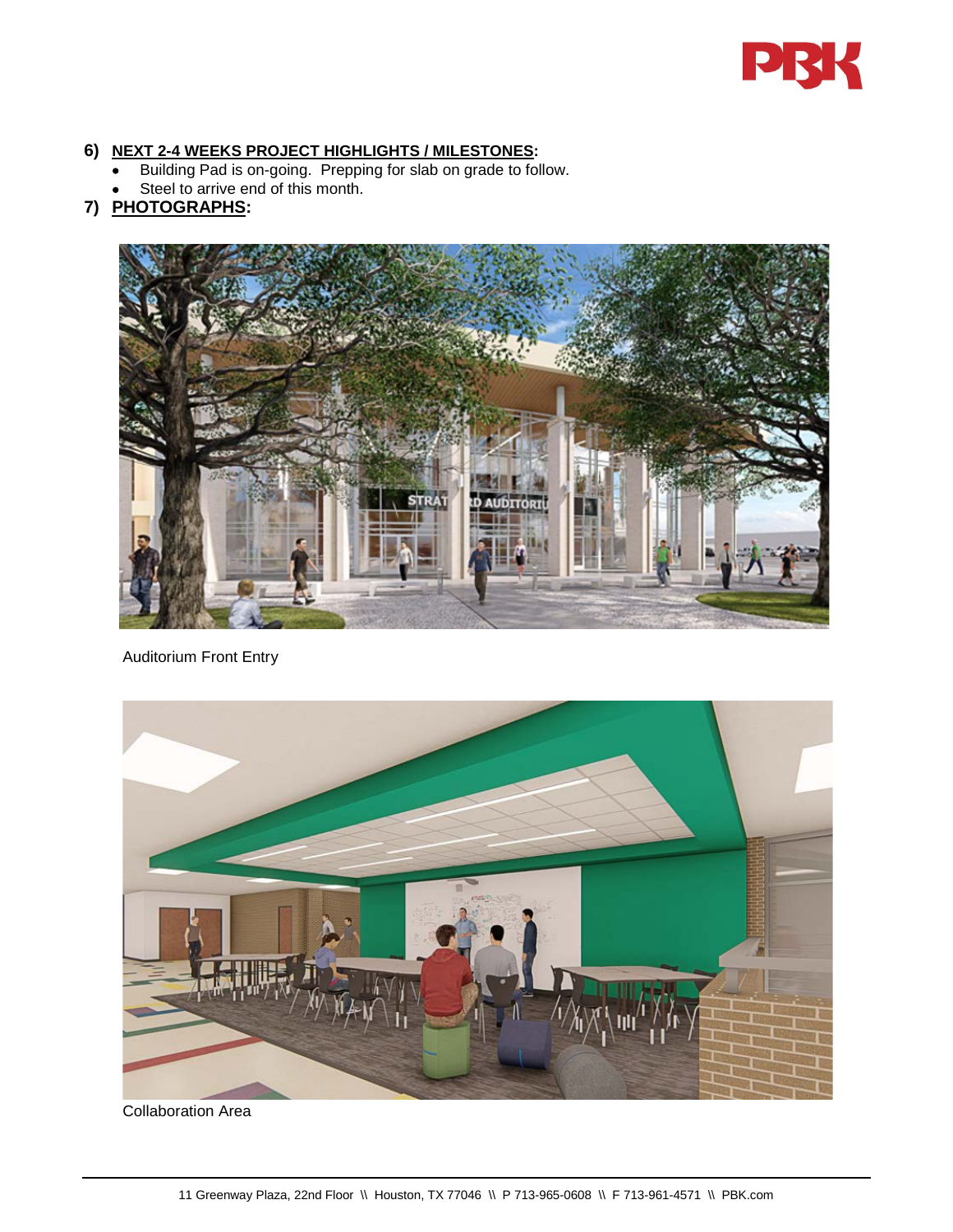6) **NEXT 2-4 WEEKS PROJECT HIGHLIGHTS / MILESTONES:**

- Building Pad is on-going. Prepping for slab on grade to follow.
- Steel to arrive end of this month.

7) **PHOTOGRAPHS:**

Auditorium Front Entry

Collaboration Area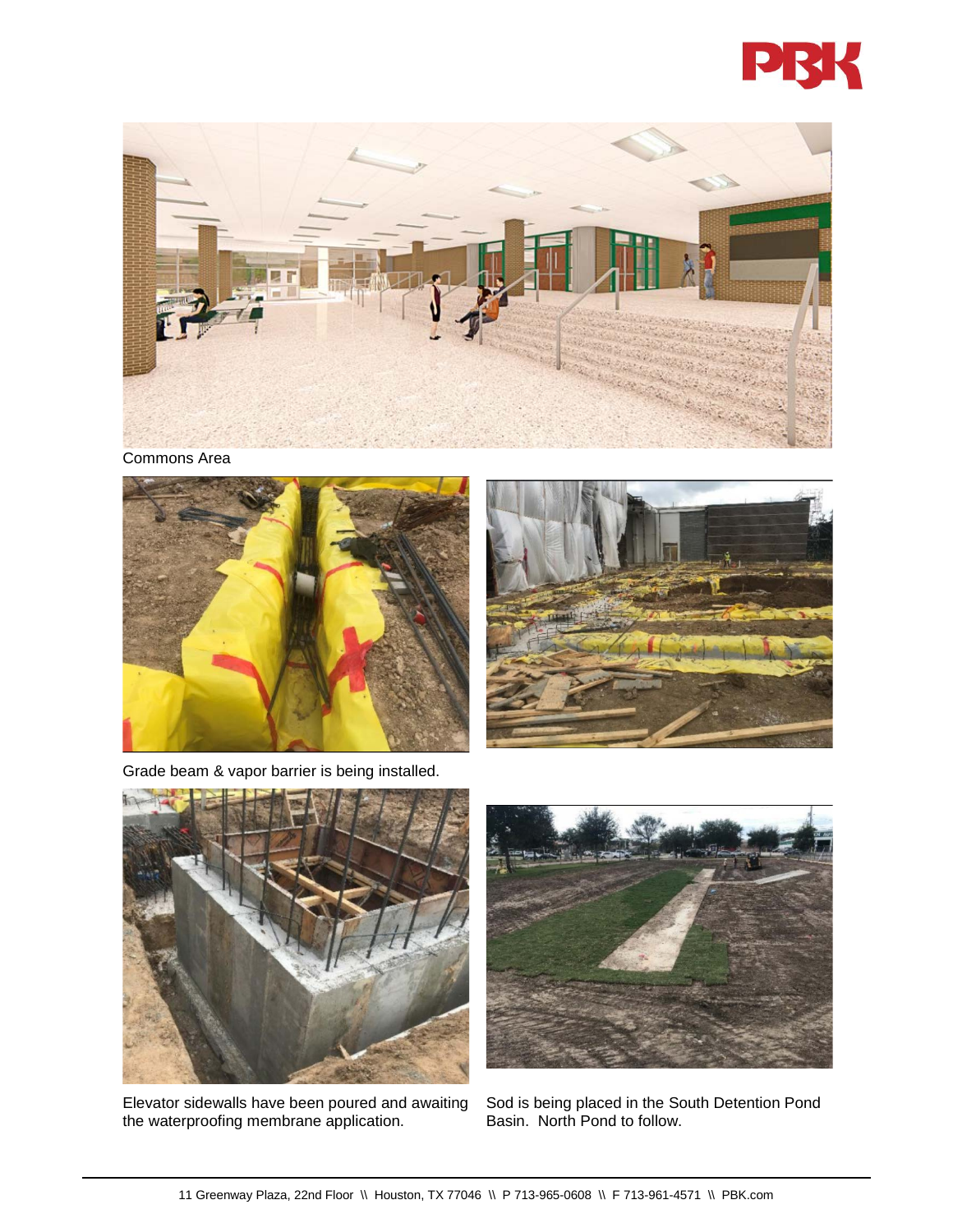Commons Area

Grade beam & vapor barrier is being installed.

Elevator sidewalls have been poured and awaiting the waterproofing membrane application.

Sod is being placed in the South Detention Pond Basin. North Pond to follow.